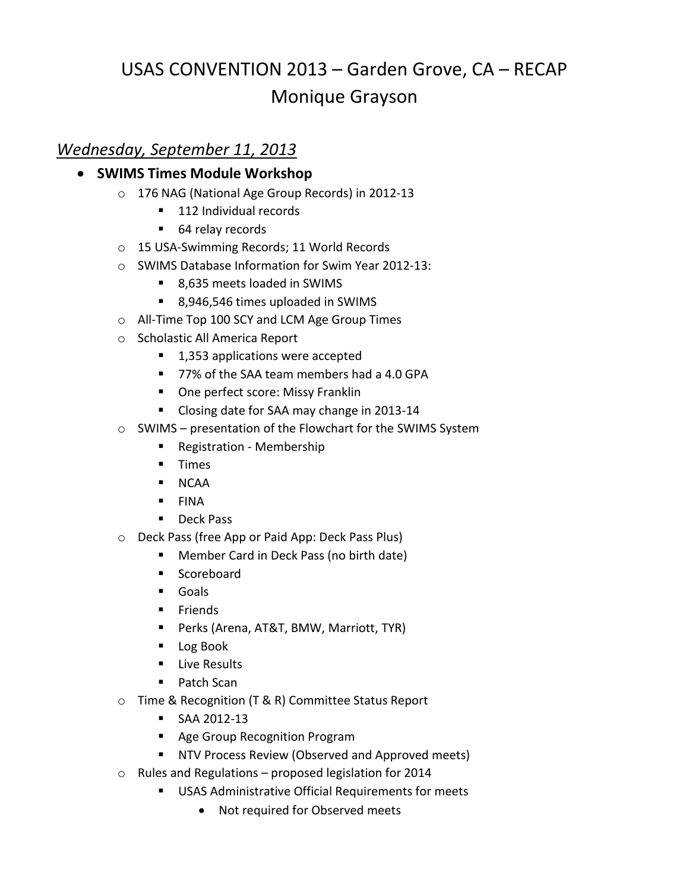# USAS CONVENTION 2013 – Garden Grove, CA – RECAP
## Monique Grayson

## *Wednesday, September 11, 2013*

- **SWIMS Times Module Workshop**
  - 176 NAG (National Age Group Records) in 2012-13
    - 112 Individual records
    - 64 relay records
  - 15 USA-Swimming Records; 11 World Records
  - SWIMS Database Information for Swim Year 2012-13:
    - 8,635 meets loaded in SWIMS
    - 8,946,546 times uploaded in SWIMS
  - All-Time Top 100 SCY and LCM Age Group Times
  - Scholastic All America Report
    - 1,353 applications were accepted
    - 77% of the SAA team members had a 4.0 GPA
    - One perfect score: Missy Franklin
    - Closing date for SAA may change in 2013-14
  - SWIMS – presentation of the Flowchart for the SWIMS System
    - Registration - Membership
    - Times
    - NCAA
    - FINA
    - Deck Pass
  - Deck Pass (free App or Paid App: Deck Pass Plus)
    - Member Card in Deck Pass (no birth date)
    - Scoreboard
    - Goals
    - Friends
    - Perks (Arena, AT&T, BMW, Marriott, TYR)
    - Log Book
    - Live Results
    - Patch Scan
  - Time & Recognition (T & R) Committee Status Report
    - SAA 2012-13
    - Age Group Recognition Program
    - NTV Process Review (Observed and Approved meets)
  - Rules and Regulations – proposed legislation for 2014
    - USAS Administrative Official Requirements for meets
      - Not required for Observed meets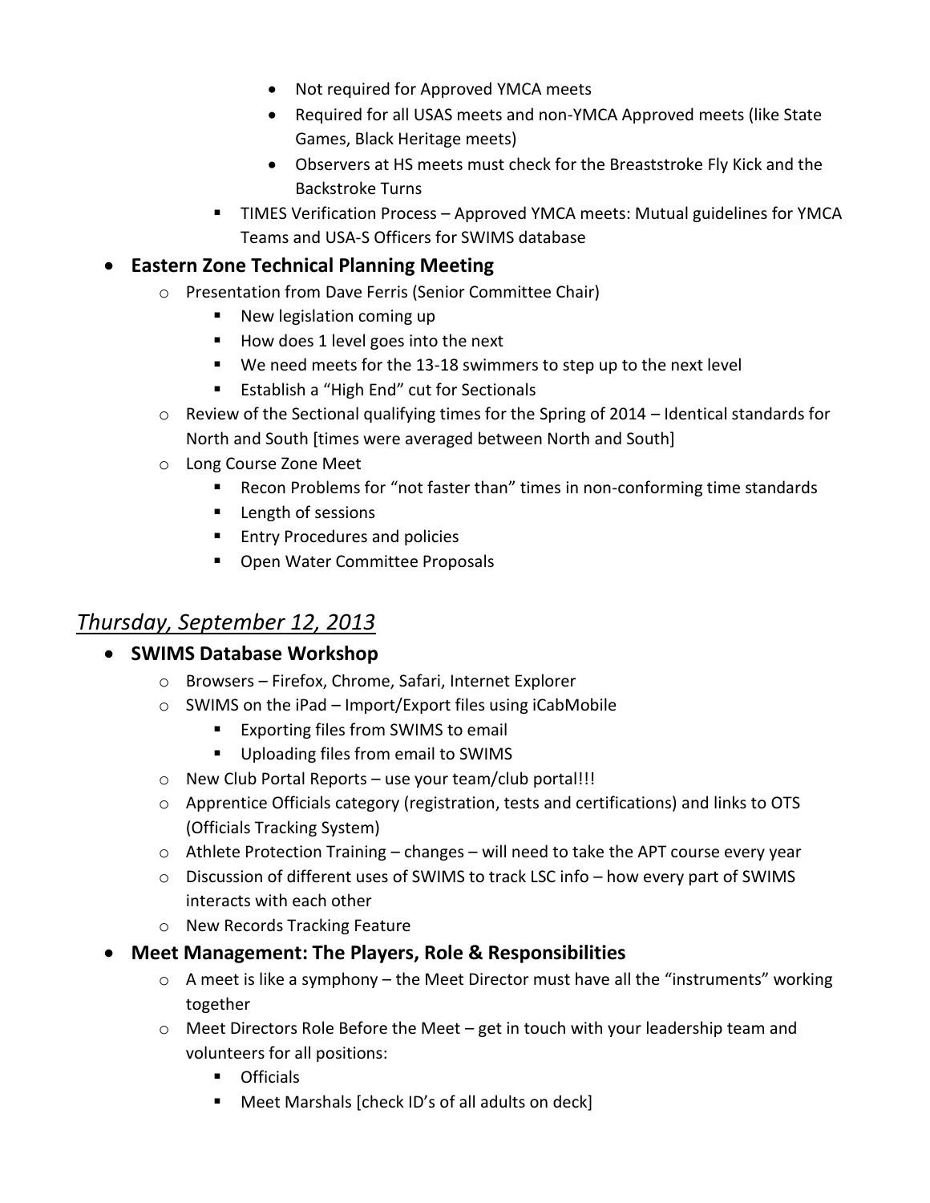- Not required for Approved YMCA meets
        - Required for all USAS meets and non-YMCA Approved meets (like State Games, Black Heritage meets)
        - Observers at HS meets must check for the Breaststroke Fly Kick and the Backstroke Turns
      - TIMES Verification Process – Approved YMCA meets: Mutual guidelines for YMCA Teams and USA-S Officers for SWIMS database

- **Eastern Zone Technical Planning Meeting**
  - Presentation from Dave Ferris (Senior Committee Chair)
    - New legislation coming up
    - How does 1 level goes into the next
    - We need meets for the 13-18 swimmers to step up to the next level
    - Establish a "High End" cut for Sectionals
  - Review of the Sectional qualifying times for the Spring of 2014 – Identical standards for North and South [times were averaged between North and South]
  - Long Course Zone Meet
    - Recon Problems for "not faster than" times in non-conforming time standards
    - Length of sessions
    - Entry Procedures and policies
    - Open Water Committee Proposals

## *Thursday, September 12, 2013*

- **SWIMS Database Workshop**
  - Browsers – Firefox, Chrome, Safari, Internet Explorer
  - SWIMS on the iPad – Import/Export files using iCabMobile
    - Exporting files from SWIMS to email
    - Uploading files from email to SWIMS
  - New Club Portal Reports – use your team/club portal!!!
  - Apprentice Officials category (registration, tests and certifications) and links to OTS (Officials Tracking System)
  - Athlete Protection Training – changes – will need to take the APT course every year
  - Discussion of different uses of SWIMS to track LSC info – how every part of SWIMS interacts with each other
  - New Records Tracking Feature
- **Meet Management: The Players, Role & Responsibilities**
  - A meet is like a symphony – the Meet Director must have all the "instruments" working together
  - Meet Directors Role Before the Meet – get in touch with your leadership team and volunteers for all positions:
    - Officials
    - Meet Marshals [check ID's of all adults on deck]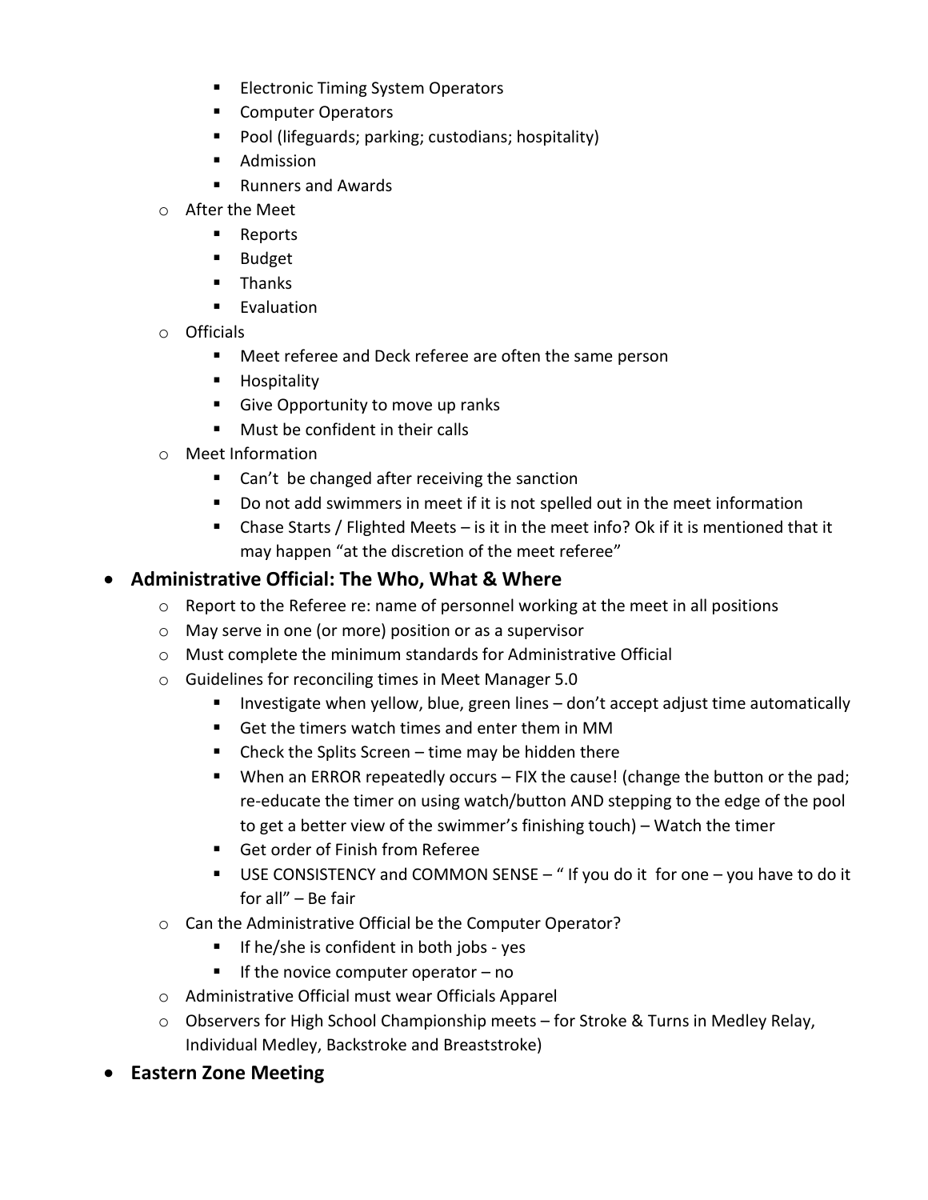- Electronic Timing System Operators
    - Computer Operators
    - Pool (lifeguards; parking; custodians; hospitality)
    - Admission
    - Runners and Awards
  - After the Meet
    - Reports
    - Budget
    - Thanks
    - Evaluation
  - Officials
    - Meet referee and Deck referee are often the same person
    - Hospitality
    - Give Opportunity to move up ranks
    - Must be confident in their calls
  - Meet Information
    - Can't be changed after receiving the sanction
    - Do not add swimmers in meet if it is not spelled out in the meet information
    - Chase Starts / Flighted Meets – is it in the meet info? Ok if it is mentioned that it may happen "at the discretion of the meet referee"

- **Administrative Official: The Who, What & Where**
  - Report to the Referee re: name of personnel working at the meet in all positions
  - May serve in one (or more) position or as a supervisor
  - Must complete the minimum standards for Administrative Official
  - Guidelines for reconciling times in Meet Manager 5.0
    - Investigate when yellow, blue, green lines – don't accept adjust time automatically
    - Get the timers watch times and enter them in MM
    - Check the Splits Screen – time may be hidden there
    - When an ERROR repeatedly occurs – FIX the cause! (change the button or the pad; re-educate the timer on using watch/button AND stepping to the edge of the pool to get a better view of the swimmer's finishing touch) – Watch the timer
    - Get order of Finish from Referee
    - USE CONSISTENCY and COMMON SENSE – " If you do it for one – you have to do it for all" – Be fair
  - Can the Administrative Official be the Computer Operator?
    - If he/she is confident in both jobs - yes
    - If the novice computer operator – no
  - Administrative Official must wear Officials Apparel
  - Observers for High School Championship meets – for Stroke & Turns in Medley Relay, Individual Medley, Backstroke and Breaststroke)

- **Eastern Zone Meeting**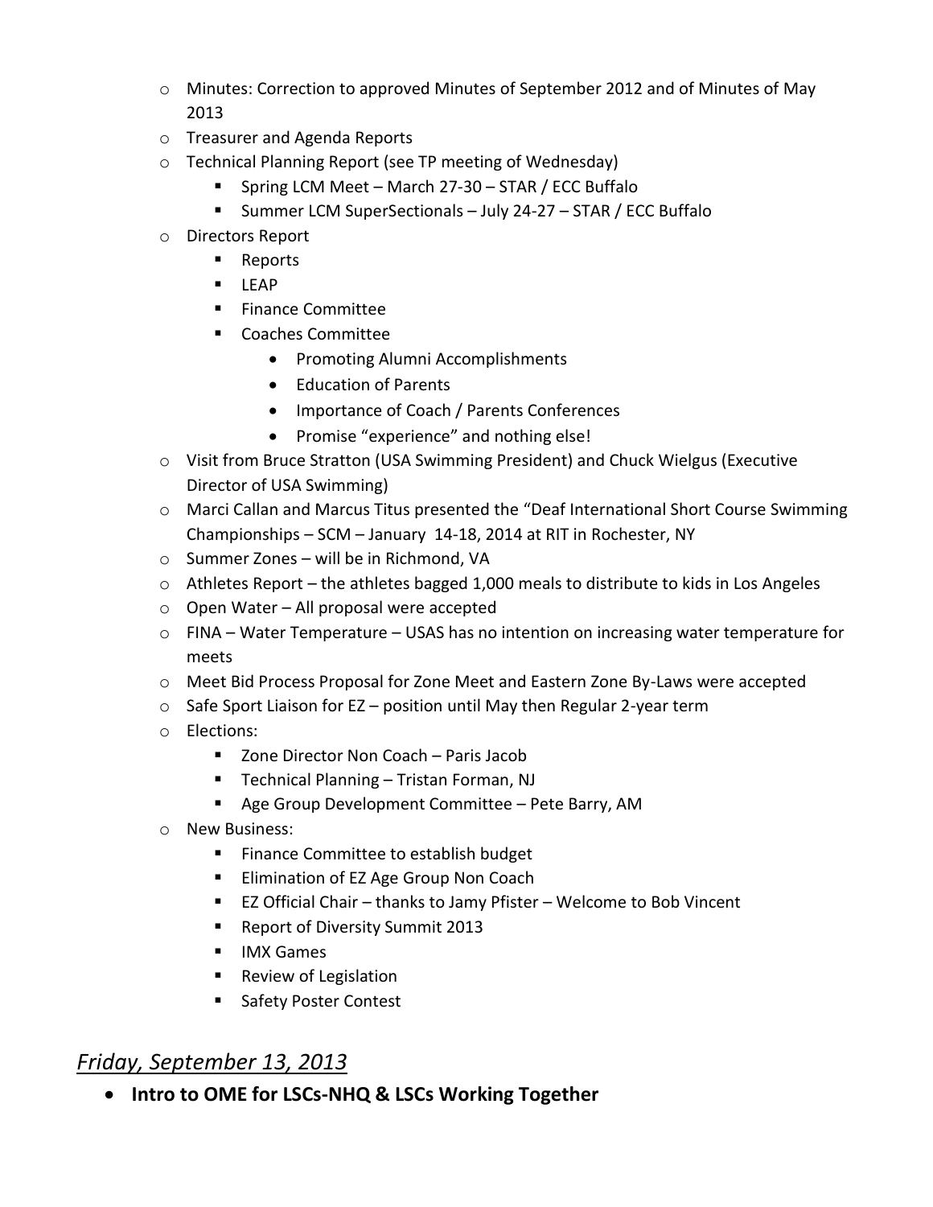- Minutes: Correction to approved Minutes of September 2012 and of Minutes of May 2013
- Treasurer and Agenda Reports
- Technical Planning Report (see TP meeting of Wednesday)
    - Spring LCM Meet – March 27-30 – STAR / ECC Buffalo
    - Summer LCM SuperSectionals – July 24-27 – STAR / ECC Buffalo
- Directors Report
    - Reports
    - LEAP
    - Finance Committee
    - Coaches Committee
        - Promoting Alumni Accomplishments
        - Education of Parents
        - Importance of Coach / Parents Conferences
        - Promise "experience" and nothing else!
- Visit from Bruce Stratton (USA Swimming President) and Chuck Wielgus (Executive Director of USA Swimming)
- Marci Callan and Marcus Titus presented the "Deaf International Short Course Swimming Championships – SCM – January 14-18, 2014 at RIT in Rochester, NY
- Summer Zones – will be in Richmond, VA
- Athletes Report – the athletes bagged 1,000 meals to distribute to kids in Los Angeles
- Open Water – All proposal were accepted
- FINA – Water Temperature – USAS has no intention on increasing water temperature for meets
- Meet Bid Process Proposal for Zone Meet and Eastern Zone By-Laws were accepted
- Safe Sport Liaison for EZ – position until May then Regular 2-year term
- Elections:
    - Zone Director Non Coach – Paris Jacob
    - Technical Planning – Tristan Forman, NJ
    - Age Group Development Committee – Pete Barry, AM
- New Business:
    - Finance Committee to establish budget
    - Elimination of EZ Age Group Non Coach
    - EZ Official Chair – thanks to Jamy Pfister – Welcome to Bob Vincent
    - Report of Diversity Summit 2013
    - IMX Games
    - Review of Legislation
    - Safety Poster Contest

## *Friday, September 13, 2013*

- **Intro to OME for LSCs-NHQ & LSCs Working Together**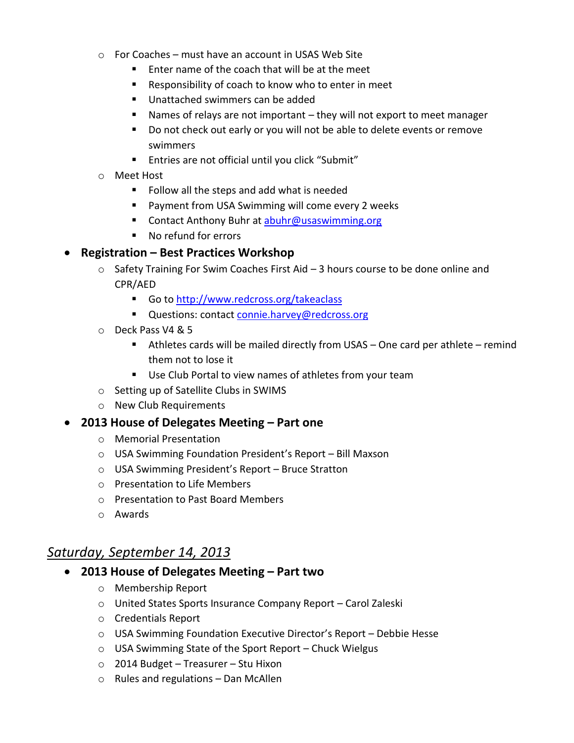- For Coaches – must have an account in USAS Web Site
    - Enter name of the coach that will be at the meet
    - Responsibility of coach to know who to enter in meet
    - Unattached swimmers can be added
    - Names of relays are not important – they will not export to meet manager
    - Do not check out early or you will not be able to delete events or remove swimmers
    - Entries are not official until you click "Submit"
  - Meet Host
    - Follow all the steps and add what is needed
    - Payment from USA Swimming will come every 2 weeks
    - Contact Anthony Buhr at abuhr@usaswimming.org
    - No refund for errors
- **Registration – Best Practices Workshop**
  - Safety Training For Swim Coaches First Aid – 3 hours course to be done online and CPR/AED
    - Go to http://www.redcross.org/takeaclass
    - Questions: contact connie.harvey@redcross.org
  - Deck Pass V4 & 5
    - Athletes cards will be mailed directly from USAS – One card per athlete – remind them not to lose it
    - Use Club Portal to view names of athletes from your team
  - Setting up of Satellite Clubs in SWIMS
  - New Club Requirements
- **2013 House of Delegates Meeting – Part one**
  - Memorial Presentation
  - USA Swimming Foundation President's Report – Bill Maxson
  - USA Swimming President's Report – Bruce Stratton
  - Presentation to Life Members
  - Presentation to Past Board Members
  - Awards

## *Saturday, September 14, 2013*

- **2013 House of Delegates Meeting – Part two**
  - Membership Report
  - United States Sports Insurance Company Report – Carol Zaleski
  - Credentials Report
  - USA Swimming Foundation Executive Director's Report – Debbie Hesse
  - USA Swimming State of the Sport Report – Chuck Wielgus
  - 2014 Budget – Treasurer – Stu Hixon
  - Rules and regulations – Dan McAllen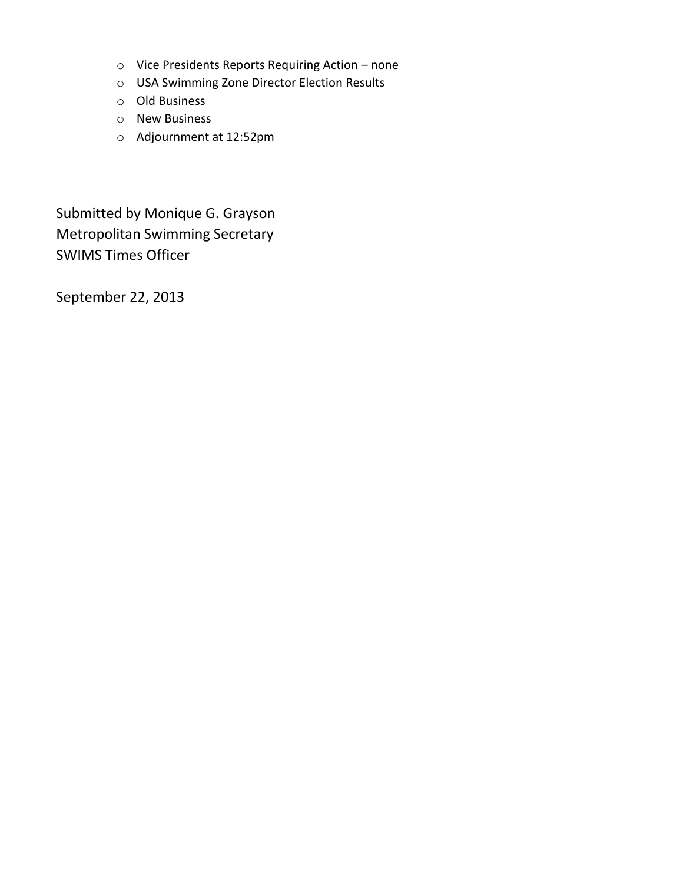- Vice Presidents Reports Requiring Action – none
- USA Swimming Zone Director Election Results
- Old Business
- New Business
- Adjournment at 12:52pm

Submitted by Monique G. Grayson
Metropolitan Swimming Secretary
SWIMS Times Officer

September 22, 2013